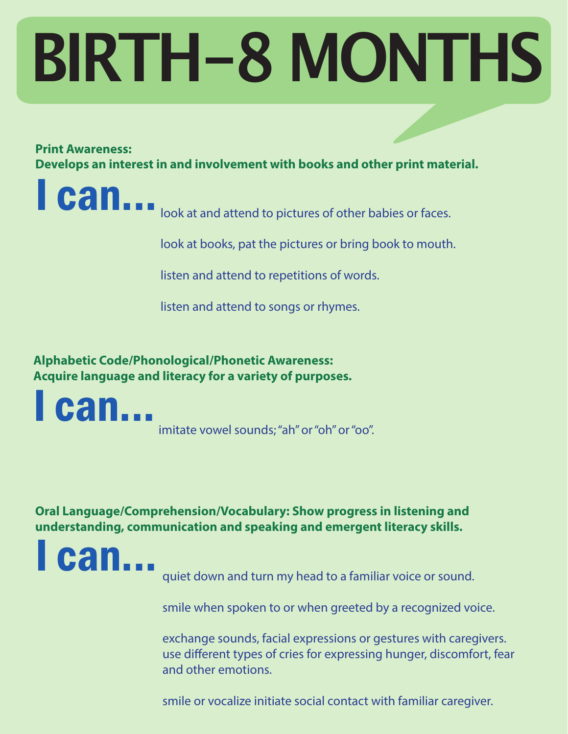# BIRTH–8 MONTHS

**Print Awareness:**
**Develops an interest in and involvement with books and other print material.**

## I can...

look at and attend to pictures of other babies or faces.

look at books, pat the pictures or bring book to mouth.

listen and attend to repetitions of words.

listen and attend to songs or rhymes.

**Alphabetic Code/Phonological/Phonetic Awareness:**
**Acquire language and literacy for a variety of purposes.**

## I can...

imitate vowel sounds; "ah" or "oh" or "oo".

**Oral Language/Comprehension/Vocabulary: Show progress in listening and understanding, communication and speaking and emergent literacy skills.**

## I can...

quiet down and turn my head to a familiar voice or sound.

smile when spoken to or when greeted by a recognized voice.

exchange sounds, facial expressions or gestures with caregivers.
use different types of cries for expressing hunger, discomfort, fear and other emotions.

smile or vocalize initiate social contact with familiar caregiver.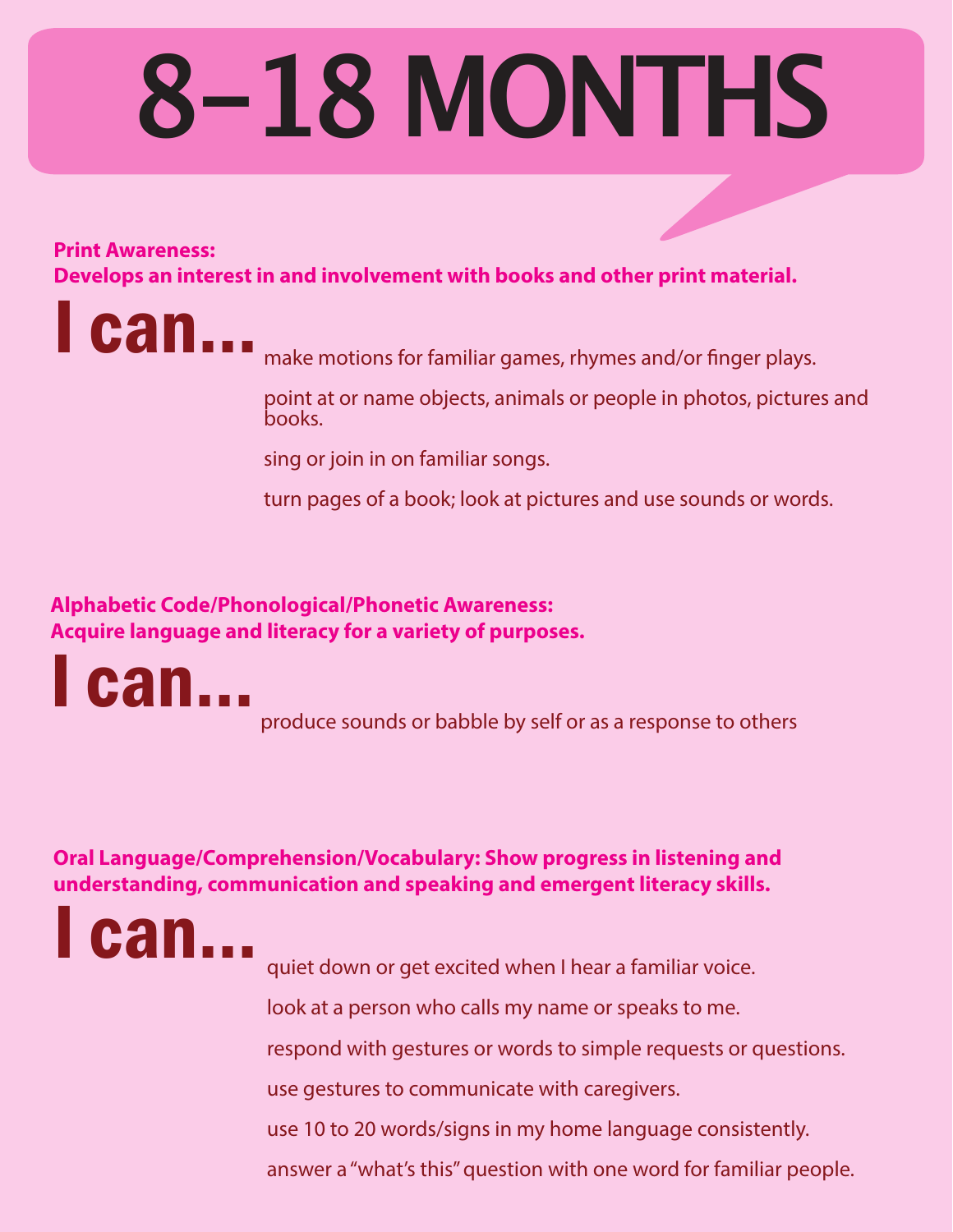# 8–18 MONTHS

**Print Awareness:**
**Develops an interest in and involvement with books and other print material.**

## I can...

make motions for familiar games, rhymes and/or finger plays.

point at or name objects, animals or people in photos, pictures and books.

sing or join in on familiar songs.

turn pages of a book; look at pictures and use sounds or words.

**Alphabetic Code/Phonological/Phonetic Awareness:**
**Acquire language and literacy for a variety of purposes.**

## I can...

produce sounds or babble by self or as a response to others

**Oral Language/Comprehension/Vocabulary: Show progress in listening and understanding, communication and speaking and emergent literacy skills.**

## I can...

quiet down or get excited when I hear a familiar voice.

look at a person who calls my name or speaks to me.

respond with gestures or words to simple requests or questions.

use gestures to communicate with caregivers.

use 10 to 20 words/signs in my home language consistently.

answer a "what's this" question with one word for familiar people.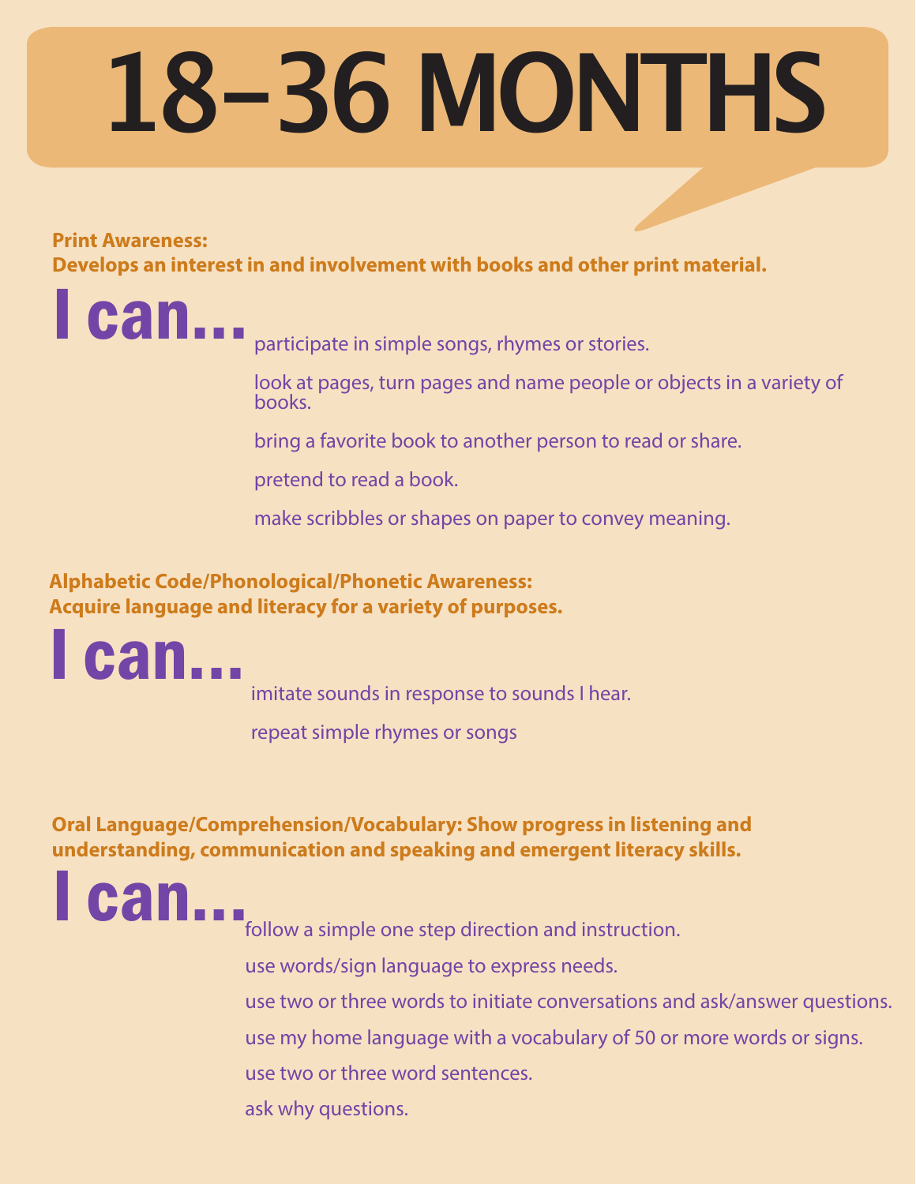# 18–36 MONTHS

**Print Awareness:**
**Develops an interest in and involvement with books and other print material.**

## I can...

- participate in simple songs, rhymes or stories.
- look at pages, turn pages and name people or objects in a variety of books.
- bring a favorite book to another person to read or share.
- pretend to read a book.
- make scribbles or shapes on paper to convey meaning.

**Alphabetic Code/Phonological/Phonetic Awareness:**
**Acquire language and literacy for a variety of purposes.**

## I can...

- imitate sounds in response to sounds I hear.
- repeat simple rhymes or songs

**Oral Language/Comprehension/Vocabulary: Show progress in listening and understanding, communication and speaking and emergent literacy skills.**

## I can...

- follow a simple one step direction and instruction.
- use words/sign language to express needs.
- use two or three words to initiate conversations and ask/answer questions.
- use my home language with a vocabulary of 50 or more words or signs.
- use two or three word sentences.
- ask why questions.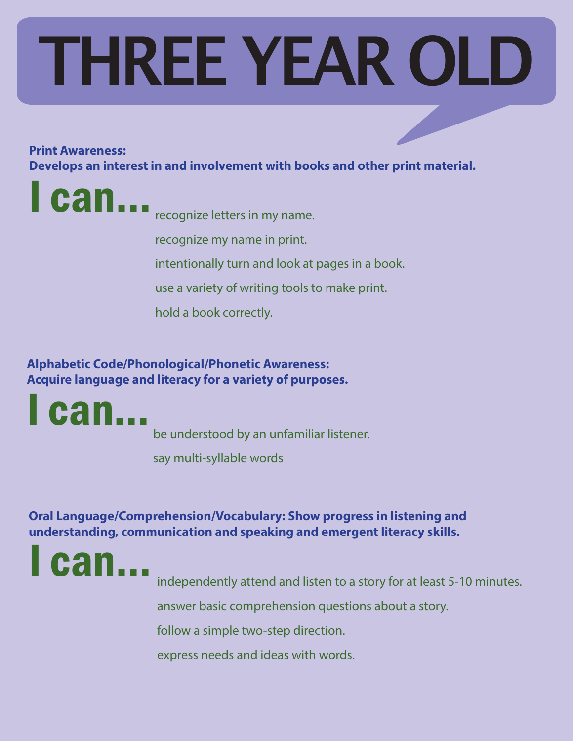# THREE YEAR OLD

**Print Awareness:**
**Develops an interest in and involvement with books and other print material.**

## I can...

recognize letters in my name.

recognize my name in print.

intentionally turn and look at pages in a book.

use a variety of writing tools to make print.

hold a book correctly.

**Alphabetic Code/Phonological/Phonetic Awareness:**
**Acquire language and literacy for a variety of purposes.**

## I can...

be understood by an unfamiliar listener.

say multi-syllable words

**Oral Language/Comprehension/Vocabulary: Show progress in listening and understanding, communication and speaking and emergent literacy skills.**

## I can...

independently attend and listen to a story for at least 5-10 minutes.

answer basic comprehension questions about a story.

follow a simple two-step direction.

express needs and ideas with words.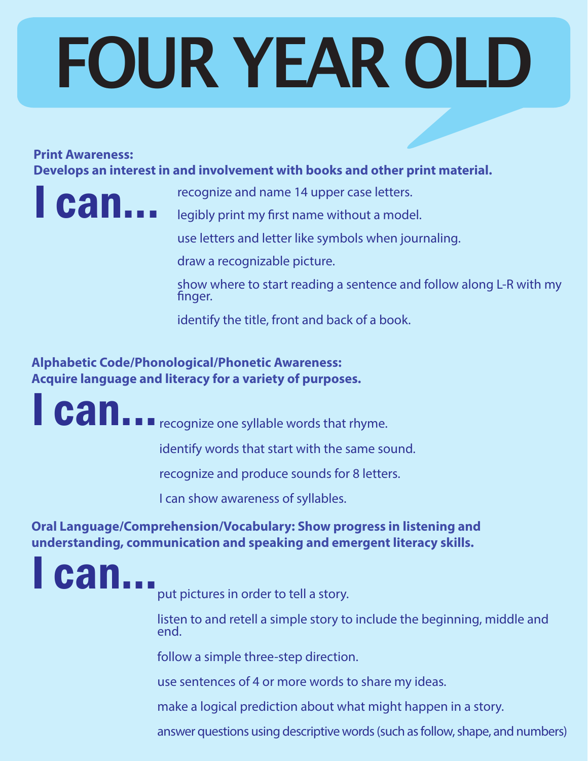# FOUR YEAR OLD

**Print Awareness:**
**Develops an interest in and involvement with books and other print material.**

## I can...

- recognize and name 14 upper case letters.
- legibly print my first name without a model.
- use letters and letter like symbols when journaling.
- draw a recognizable picture.
- show where to start reading a sentence and follow along L-R with my finger.
- identify the title, front and back of a book.

**Alphabetic Code/Phonological/Phonetic Awareness:**
**Acquire language and literacy for a variety of purposes.**

## I can...

- recognize one syllable words that rhyme.
- identify words that start with the same sound.
- recognize and produce sounds for 8 letters.
- I can show awareness of syllables.

**Oral Language/Comprehension/Vocabulary: Show progress in listening and understanding, communication and speaking and emergent literacy skills.**

## I can...

- put pictures in order to tell a story.
- listen to and retell a simple story to include the beginning, middle and end.
- follow a simple three-step direction.
- use sentences of 4 or more words to share my ideas.
- make a logical prediction about what might happen in a story.
- answer questions using descriptive words (such as follow, shape, and numbers)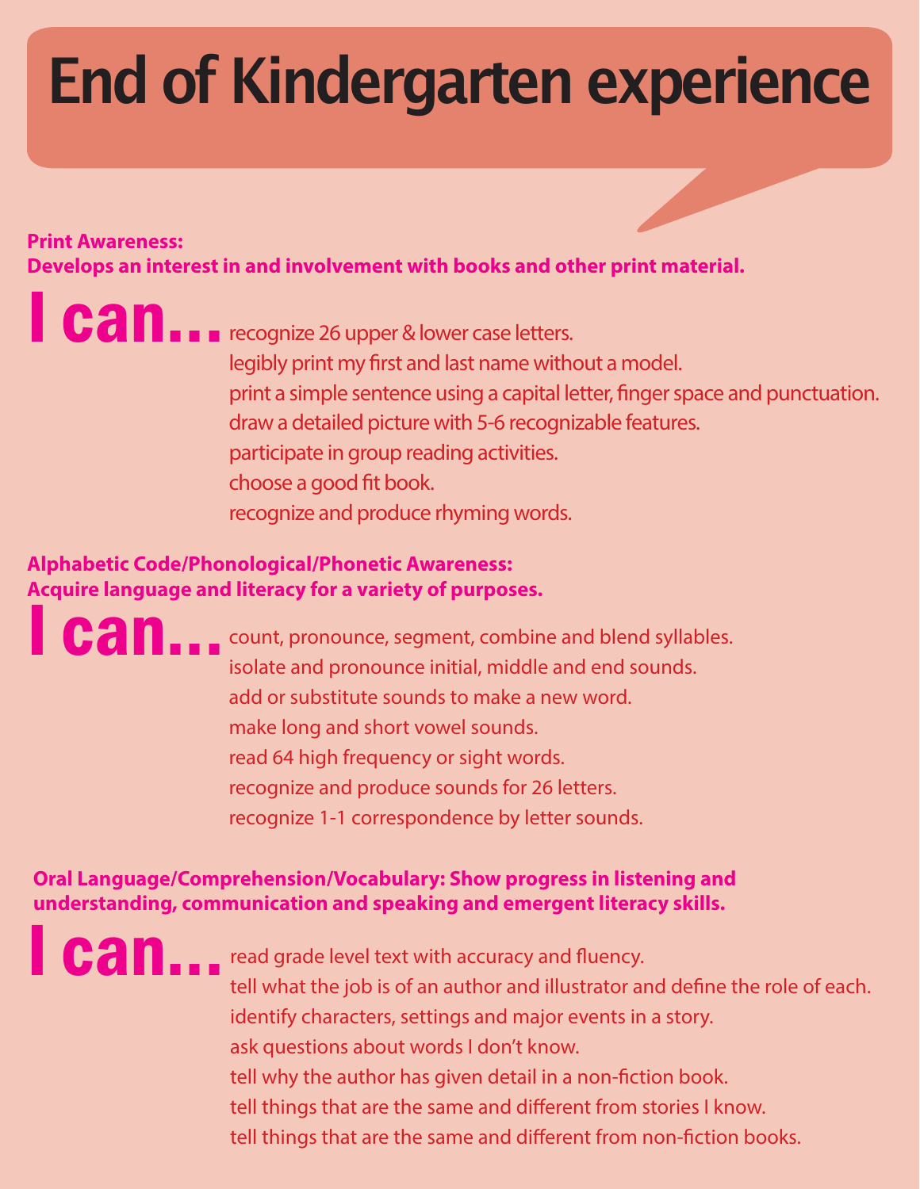# End of Kindergarten experience

**Print Awareness:**
**Develops an interest in and involvement with books and other print material.**

**I can...**

- recognize 26 upper & lower case letters.
- legibly print my first and last name without a model.
- print a simple sentence using a capital letter, finger space and punctuation.
- draw a detailed picture with 5-6 recognizable features.
- participate in group reading activities.
- choose a good fit book.
- recognize and produce rhyming words.

**Alphabetic Code/Phonological/Phonetic Awareness:**
**Acquire language and literacy for a variety of purposes.**

**I can...**

- count, pronounce, segment, combine and blend syllables.
- isolate and pronounce initial, middle and end sounds.
- add or substitute sounds to make a new word.
- make long and short vowel sounds.
- read 64 high frequency or sight words.
- recognize and produce sounds for 26 letters.
- recognize 1-1 correspondence by letter sounds.

**Oral Language/Comprehension/Vocabulary: Show progress in listening and understanding, communication and speaking and emergent literacy skills.**

**I can...**

- read grade level text with accuracy and fluency.
- tell what the job is of an author and illustrator and define the role of each.
- identify characters, settings and major events in a story.
- ask questions about words I don't know.
- tell why the author has given detail in a non-fiction book.
- tell things that are the same and different from stories I know.
- tell things that are the same and different from non-fiction books.